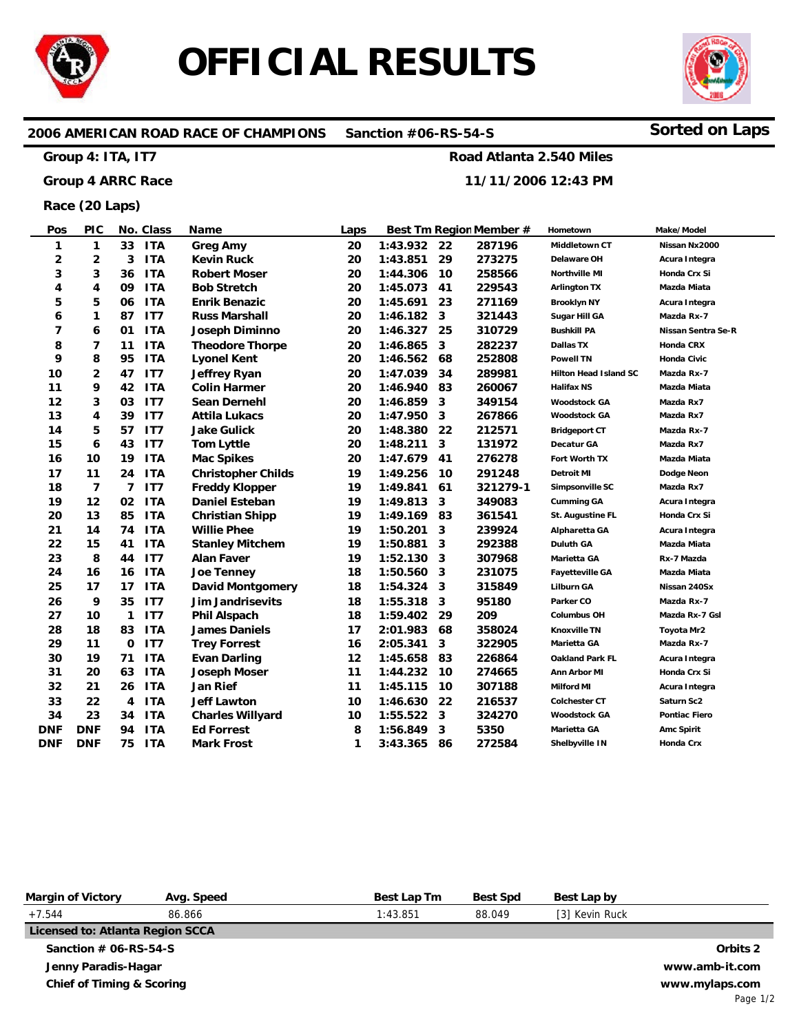# OFFICIAL RESULTS

**2006 AMERICAN ROAD RACE OF CHAMPIONS** **Sanction #06-RS-54-S** **Sorted on Laps**

**Group 4: ITA, IT7** **Road Atlanta 2.540 Miles**

**Group 4 ARRC Race** **11/11/2006 12:43 PM**

**Race (20 Laps)**

| Pos | PIC | No. | Class | Name | Laps | Best Tm | Region | Member # | Hometown | Make/Model |
|---|---|---|---|---|---|---|---|---|---|---|
| 1 | 1 | 33 | ITA | Greg Amy | 20 | 1:43.932 | 22 | 287196 | Middletown CT | Nissan Nx2000 |
| 2 | 2 | 3 | ITA | Kevin Ruck | 20 | 1:43.851 | 29 | 273275 | Delaware OH | Acura Integra |
| 3 | 3 | 36 | ITA | Robert Moser | 20 | 1:44.306 | 10 | 258566 | Northville MI | Honda Crx Si |
| 4 | 4 | 09 | ITA | Bob Stretch | 20 | 1:45.073 | 41 | 229543 | Arlington TX | Mazda Miata |
| 5 | 5 | 06 | ITA | Enrik Benazic | 20 | 1:45.691 | 23 | 271169 | Brooklyn NY | Acura Integra |
| 6 | 1 | 87 | IT7 | Russ Marshall | 20 | 1:46.182 | 3 | 321443 | Sugar Hill GA | Mazda Rx-7 |
| 7 | 6 | 01 | ITA | Joseph Diminno | 20 | 1:46.327 | 25 | 310729 | Bushkill PA | Nissan Sentra Se-R |
| 8 | 7 | 11 | ITA | Theodore Thorpe | 20 | 1:46.865 | 3 | 282237 | Dallas TX | Honda CRX |
| 9 | 8 | 95 | ITA | Lyonel Kent | 20 | 1:46.562 | 68 | 252808 | Powell TN | Honda Civic |
| 10 | 2 | 47 | IT7 | Jeffrey Ryan | 20 | 1:47.039 | 34 | 289981 | Hilton Head Island SC | Mazda Rx-7 |
| 11 | 9 | 42 | ITA | Colin Harmer | 20 | 1:46.940 | 83 | 260067 | Halifax NS | Mazda Miata |
| 12 | 3 | 03 | IT7 | Sean Dernehl | 20 | 1:46.859 | 3 | 349154 | Woodstock GA | Mazda Rx7 |
| 13 | 4 | 39 | IT7 | Attila Lukacs | 20 | 1:47.950 | 3 | 267866 | Woodstock GA | Mazda Rx7 |
| 14 | 5 | 57 | IT7 | Jake Gulick | 20 | 1:48.380 | 22 | 212571 | Bridgeport CT | Mazda Rx-7 |
| 15 | 6 | 43 | IT7 | Tom Lyttle | 20 | 1:48.211 | 3 | 131972 | Decatur GA | Mazda Rx7 |
| 16 | 10 | 19 | ITA | Mac Spikes | 20 | 1:47.679 | 41 | 276278 | Fort Worth TX | Mazda Miata |
| 17 | 11 | 24 | ITA | Christopher Childs | 19 | 1:49.256 | 10 | 291248 | Detroit MI | Dodge Neon |
| 18 | 7 | 7 | IT7 | Freddy Klopper | 19 | 1:49.841 | 61 | 321279-1 | Simpsonville SC | Mazda Rx7 |
| 19 | 12 | 02 | ITA | Daniel Esteban | 19 | 1:49.813 | 3 | 349083 | Cumming GA | Acura Integra |
| 20 | 13 | 85 | ITA | Christian Shipp | 19 | 1:49.169 | 83 | 361541 | St. Augustine FL | Honda Crx Si |
| 21 | 14 | 74 | ITA | Willie Phee | 19 | 1:50.201 | 3 | 239924 | Alpharetta GA | Acura Integra |
| 22 | 15 | 41 | ITA | Stanley Mitchem | 19 | 1:50.881 | 3 | 292388 | Duluth GA | Mazda Miata |
| 23 | 8 | 44 | IT7 | Alan Faver | 19 | 1:52.130 | 3 | 307968 | Marietta GA | Rx-7 Mazda |
| 24 | 16 | 16 | ITA | Joe Tenney | 18 | 1:50.560 | 3 | 231075 | Fayetteville GA | Mazda Miata |
| 25 | 17 | 17 | ITA | David Montgomery | 18 | 1:54.324 | 3 | 315849 | Lilburn GA | Nissan 240Sx |
| 26 | 9 | 35 | IT7 | Jim Jandrisevits | 18 | 1:55.318 | 3 | 95180 | Parker CO | Mazda Rx-7 |
| 27 | 10 | 1 | IT7 | Phil Alspach | 18 | 1:59.402 | 29 | 209 | Columbus OH | Mazda Rx-7 Gsl |
| 28 | 18 | 83 | ITA | James Daniels | 17 | 2:01.983 | 68 | 358024 | Knoxville TN | Toyota Mr2 |
| 29 | 11 | 0 | IT7 | Trey Forrest | 16 | 2:05.341 | 3 | 322905 | Marietta GA | Mazda Rx-7 |
| 30 | 19 | 71 | ITA | Evan Darling | 12 | 1:45.658 | 83 | 226864 | Oakland Park FL | Acura Integra |
| 31 | 20 | 63 | ITA | Joseph Moser | 11 | 1:44.232 | 10 | 274665 | Ann Arbor MI | Honda Crx Si |
| 32 | 21 | 26 | ITA | Jan Rief | 11 | 1:45.115 | 10 | 307188 | Milford MI | Acura Integra |
| 33 | 22 | 4 | ITA | Jeff Lawton | 10 | 1:46.630 | 22 | 216537 | Colchester CT | Saturn Sc2 |
| 34 | 23 | 34 | ITA | Charles Willyard | 10 | 1:55.522 | 3 | 324270 | Woodstock GA | Pontiac Fiero |
| DNF | DNF | 94 | ITA | Ed Forrest | 8 | 1:56.849 | 3 | 5350 | Marietta GA | Amc Spirit |
| DNF | DNF | 75 | ITA | Mark Frost | 1 | 3:43.365 | 86 | 272584 | Shelbyville IN | Honda Crx |

| Margin of Victory | Avg. Speed | Best Lap Tm | Best Spd | Best Lap by |
|---|---|---|---|---|
| +7.544 | 86.866 | 1:43.851 | 88.049 | [3] Kevin Ruck |

**Licensed to: Atlanta Region SCCA**

**Sanction # 06-RS-54-S**
**Jenny Paradis-Hagar**
**Chief of Timing & Scoring**

**Orbits 2**
**www.amb-it.com**
**www.mylaps.com**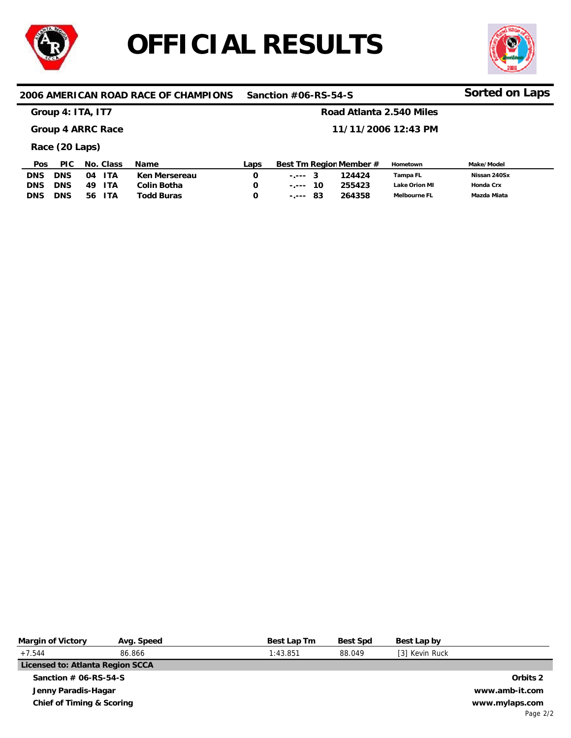# OFFICIAL RESULTS

**2006 AMERICAN ROAD RACE OF CHAMPIONS** **Sanction #06-RS-54-S** **Sorted on Laps**

**Group 4: ITA, IT7** **Road Atlanta 2.540 Miles**

**Group 4 ARRC Race** **11/11/2006 12:43 PM**

**Race (20 Laps)**

| Pos | PIC | No. | Class | Name | Laps | Best Tm | Region | Member # | Hometown | Make/Model |
|---|---|---|---|---|---|---|---|---|---|---|
| DNS | DNS | 04 | ITA | Ken Mersereau | 0 | -.--- | 3 | 124424 | Tampa FL | Nissan 240Sx |
| DNS | DNS | 49 | ITA | Colin Botha | 0 | -.--- | 10 | 255423 | Lake Orion MI | Honda Crx |
| DNS | DNS | 56 | ITA | Todd Buras | 0 | -.--- | 83 | 264358 | Melbourne FL | Mazda Miata |

| Margin of Victory | Avg. Speed | Best Lap Tm | Best Spd | Best Lap by |
|---|---|---|---|---|
| +7.544 | 86.866 | 1:43.851 | 88.049 | [3] Kevin Ruck |

**Licensed to: Atlanta Region SCCA**

**Sanction # 06-RS-54-S**

**Jenny Paradis-Hagar**

**Chief of Timing & Scoring**

**Orbits 2**

**www.amb-it.com**

**www.mylaps.com**